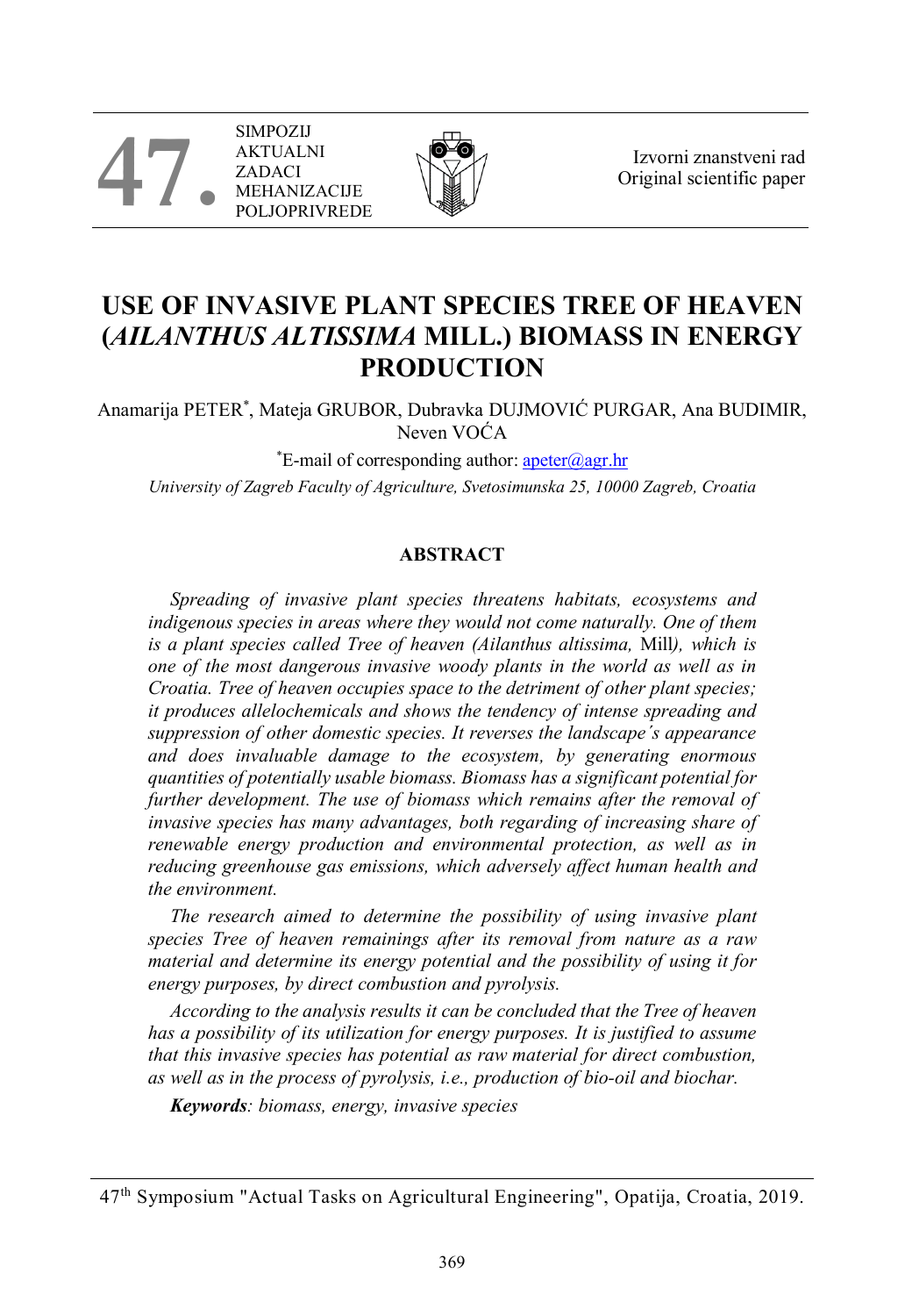Izvorni znanstveni rad
Original scientific paper

# USE OF INVASIVE PLANT SPECIES TREE OF HEAVEN (*AILANTHUS ALTISSIMA* MILL.) BIOMASS IN ENERGY PRODUCTION

Anamarija PETER*, Mateja GRUBOR, Dubravka DUJMOVIĆ PURGAR, Ana BUDIMIR, Neven VOĆA

*E-mail of corresponding author: apeter@agr.hr

*University of Zagreb Faculty of Agriculture, Svetosimunska 25, 10000 Zagreb, Croatia*

## ABSTRACT

*Spreading of invasive plant species threatens habitats, ecosystems and indigenous species in areas where they would not come naturally. One of them is a plant species called Tree of heaven (Ailanthus altissima,* Mill*), which is one of the most dangerous invasive woody plants in the world as well as in Croatia. Tree of heaven occupies space to the detriment of other plant species; it produces allelochemicals and shows the tendency of intense spreading and suppression of other domestic species. It reverses the landscape´s appearance and does invaluable damage to the ecosystem, by generating enormous quantities of potentially usable biomass. Biomass has a significant potential for further development. The use of biomass which remains after the removal of invasive species has many advantages, both regarding of increasing share of renewable energy production and environmental protection, as well as in reducing greenhouse gas emissions, which adversely affect human health and the environment.*

*The research aimed to determine the possibility of using invasive plant species Tree of heaven remainings after its removal from nature as a raw material and determine its energy potential and the possibility of using it for energy purposes, by direct combustion and pyrolysis.*

*According to the analysis results it can be concluded that the Tree of heaven has a possibility of its utilization for energy purposes. It is justified to assume that this invasive species has potential as raw material for direct combustion, as well as in the process of pyrolysis, i.e., production of bio-oil and biochar.*

***Keywords****: biomass, energy, invasive species*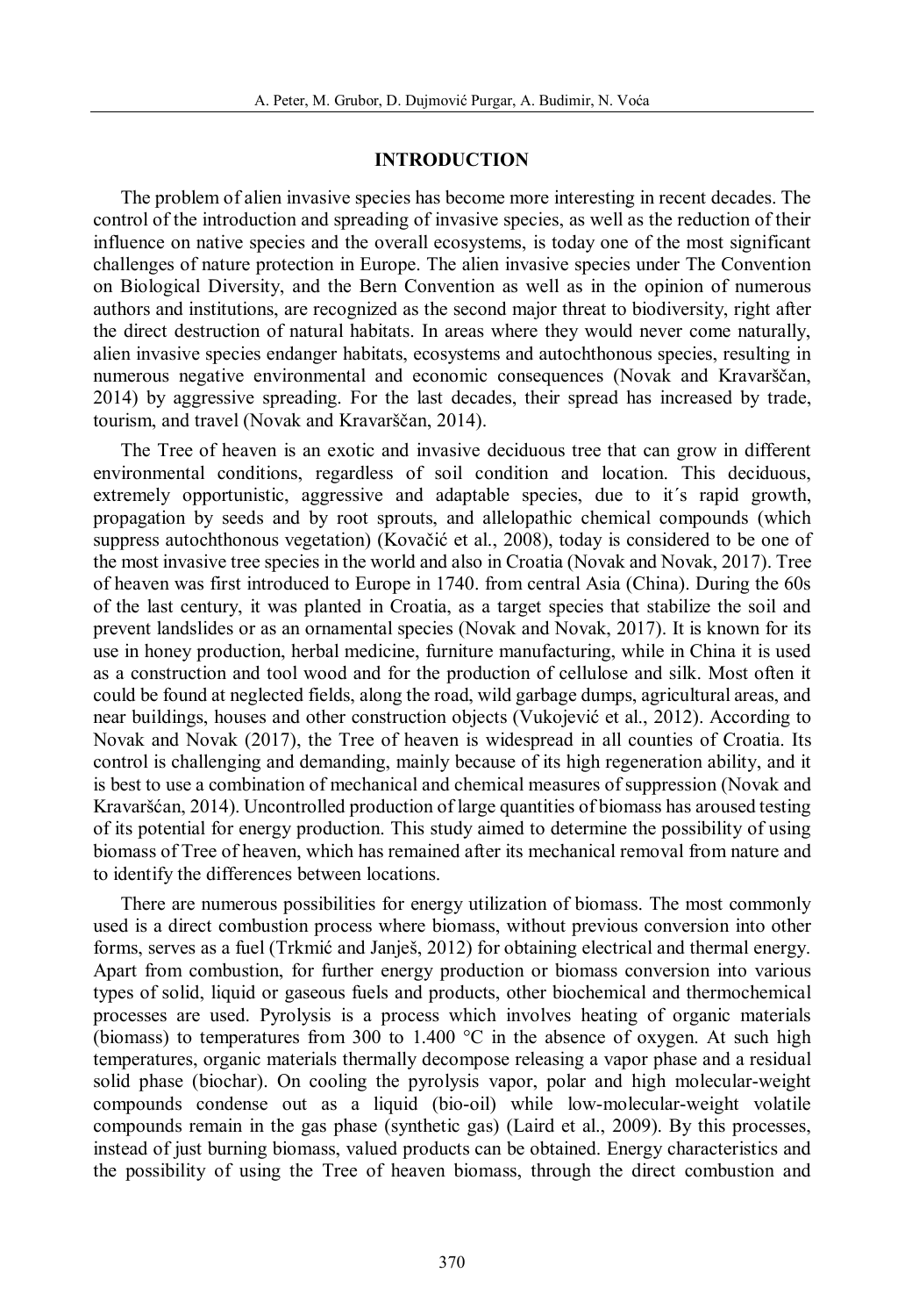## INTRODUCTION

The problem of alien invasive species has become more interesting in recent decades. The control of the introduction and spreading of invasive species, as well as the reduction of their influence on native species and the overall ecosystems, is today one of the most significant challenges of nature protection in Europe. The alien invasive species under The Convention on Biological Diversity, and the Bern Convention as well as in the opinion of numerous authors and institutions, are recognized as the second major threat to biodiversity, right after the direct destruction of natural habitats. In areas where they would never come naturally, alien invasive species endanger habitats, ecosystems and autochthonous species, resulting in numerous negative environmental and economic consequences (Novak and Kravarščan, 2014) by aggressive spreading. For the last decades, their spread has increased by trade, tourism, and travel (Novak and Kravarščan, 2014).

The Tree of heaven is an exotic and invasive deciduous tree that can grow in different environmental conditions, regardless of soil condition and location. This deciduous, extremely opportunistic, aggressive and adaptable species, due to it´s rapid growth, propagation by seeds and by root sprouts, and allelopathic chemical compounds (which suppress autochthonous vegetation) (Kovačić et al., 2008), today is considered to be one of the most invasive tree species in the world and also in Croatia (Novak and Novak, 2017). Tree of heaven was first introduced to Europe in 1740. from central Asia (China). During the 60s of the last century, it was planted in Croatia, as a target species that stabilize the soil and prevent landslides or as an ornamental species (Novak and Novak, 2017). It is known for its use in honey production, herbal medicine, furniture manufacturing, while in China it is used as a construction and tool wood and for the production of cellulose and silk. Most often it could be found at neglected fields, along the road, wild garbage dumps, agricultural areas, and near buildings, houses and other construction objects (Vukojević et al., 2012). According to Novak and Novak (2017), the Tree of heaven is widespread in all counties of Croatia. Its control is challenging and demanding, mainly because of its high regeneration ability, and it is best to use a combination of mechanical and chemical measures of suppression (Novak and Kravaršćan, 2014). Uncontrolled production of large quantities of biomass has aroused testing of its potential for energy production. This study aimed to determine the possibility of using biomass of Tree of heaven, which has remained after its mechanical removal from nature and to identify the differences between locations.

There are numerous possibilities for energy utilization of biomass. The most commonly used is a direct combustion process where biomass, without previous conversion into other forms, serves as a fuel (Trkmić and Janješ, 2012) for obtaining electrical and thermal energy. Apart from combustion, for further energy production or biomass conversion into various types of solid, liquid or gaseous fuels and products, other biochemical and thermochemical processes are used. Pyrolysis is a process which involves heating of organic materials (biomass) to temperatures from 300 to 1.400 °C in the absence of oxygen. At such high temperatures, organic materials thermally decompose releasing a vapor phase and a residual solid phase (biochar). On cooling the pyrolysis vapor, polar and high molecular-weight compounds condense out as a liquid (bio-oil) while low-molecular-weight volatile compounds remain in the gas phase (synthetic gas) (Laird et al., 2009). By this processes, instead of just burning biomass, valued products can be obtained. Energy characteristics and the possibility of using the Tree of heaven biomass, through the direct combustion and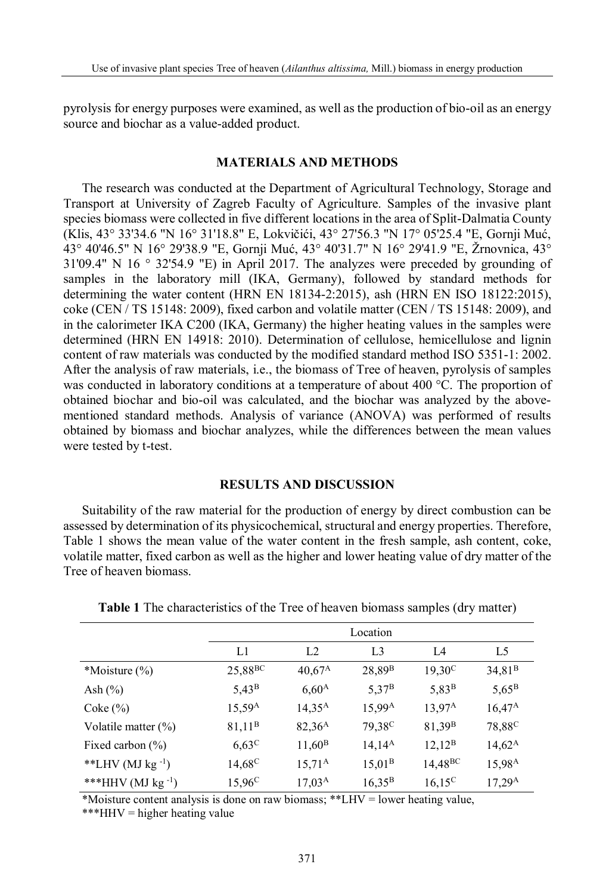pyrolysis for energy purposes were examined, as well as the production of bio-oil as an energy source and biochar as a value-added product.

## MATERIALS AND METHODS

The research was conducted at the Department of Agricultural Technology, Storage and Transport at University of Zagreb Faculty of Agriculture. Samples of the invasive plant species biomass were collected in five different locations in the area of Split-Dalmatia County (Klis, 43° 33'34.6 "N 16° 31'18.8" E, Lokvičići, 43° 27'56.3 "N 17° 05'25.4 "E, Gornji Muć, 43° 40'46.5" N 16° 29'38.9 "E, Gornji Muć, 43° 40'31.7" N 16° 29'41.9 "E, Žrnovnica, 43° 31'09.4" N 16 ° 32'54.9 "E) in April 2017. The analyzes were preceded by grounding of samples in the laboratory mill (IKA, Germany), followed by standard methods for determining the water content (HRN EN 18134-2:2015), ash (HRN EN ISO 18122:2015), coke (CEN / TS 15148: 2009), fixed carbon and volatile matter (CEN / TS 15148: 2009), and in the calorimeter IKA C200 (IKA, Germany) the higher heating values in the samples were determined (HRN EN 14918: 2010). Determination of cellulose, hemicellulose and lignin content of raw materials was conducted by the modified standard method ISO 5351-1: 2002. After the analysis of raw materials, i.e., the biomass of Tree of heaven, pyrolysis of samples was conducted in laboratory conditions at a temperature of about 400 °C. The proportion of obtained biochar and bio-oil was calculated, and the biochar was analyzed by the above-mentioned standard methods. Analysis of variance (ANOVA) was performed of results obtained by biomass and biochar analyzes, while the differences between the mean values were tested by t-test.

## RESULTS AND DISCUSSION

Suitability of the raw material for the production of energy by direct combustion can be assessed by determination of its physicochemical, structural and energy properties. Therefore, Table 1 shows the mean value of the water content in the fresh sample, ash content, coke, volatile matter, fixed carbon as well as the higher and lower heating value of dry matter of the Tree of heaven biomass.

**Table 1** The characteristics of the Tree of heaven biomass samples (dry matter)

| | Location | | | | |
|---|---|---|---|---|---|
| | L1 | L2 | L3 | L4 | L5 |
| *Moisture (%) | 25,88$^{BC}$ | 40,67$^{A}$ | 28,89$^{B}$ | 19,30$^{C}$ | 34,81$^{B}$ |
| Ash (%) | 5,43$^{B}$ | 6,60$^{A}$ | 5,37$^{B}$ | 5,83$^{B}$ | 5,65$^{B}$ |
| Coke (%) | 15,59$^{A}$ | 14,35$^{A}$ | 15,99$^{A}$ | 13,97$^{A}$ | 16,47$^{A}$ |
| Volatile matter (%) | 81,11$^{B}$ | 82,36$^{A}$ | 79,38$^{C}$ | 81,39$^{B}$ | 78,88$^{C}$ |
| Fixed carbon (%) | 6,63$^{C}$ | 11,60$^{B}$ | 14,14$^{A}$ | 12,12$^{B}$ | 14,62$^{A}$ |
| **LHV (MJ kg $^{-1}$) | 14,68$^{C}$ | 15,71$^{A}$ | 15,01$^{B}$ | 14,48$^{BC}$ | 15,98$^{A}$ |
| ***HHV (MJ kg $^{-1}$) | 15,96$^{C}$ | 17,03$^{A}$ | 16,35$^{B}$ | 16,15$^{C}$ | 17,29$^{A}$ |

*Moisture content analysis is done on raw biomass; **LHV = lower heating value,
***HHV = higher heating value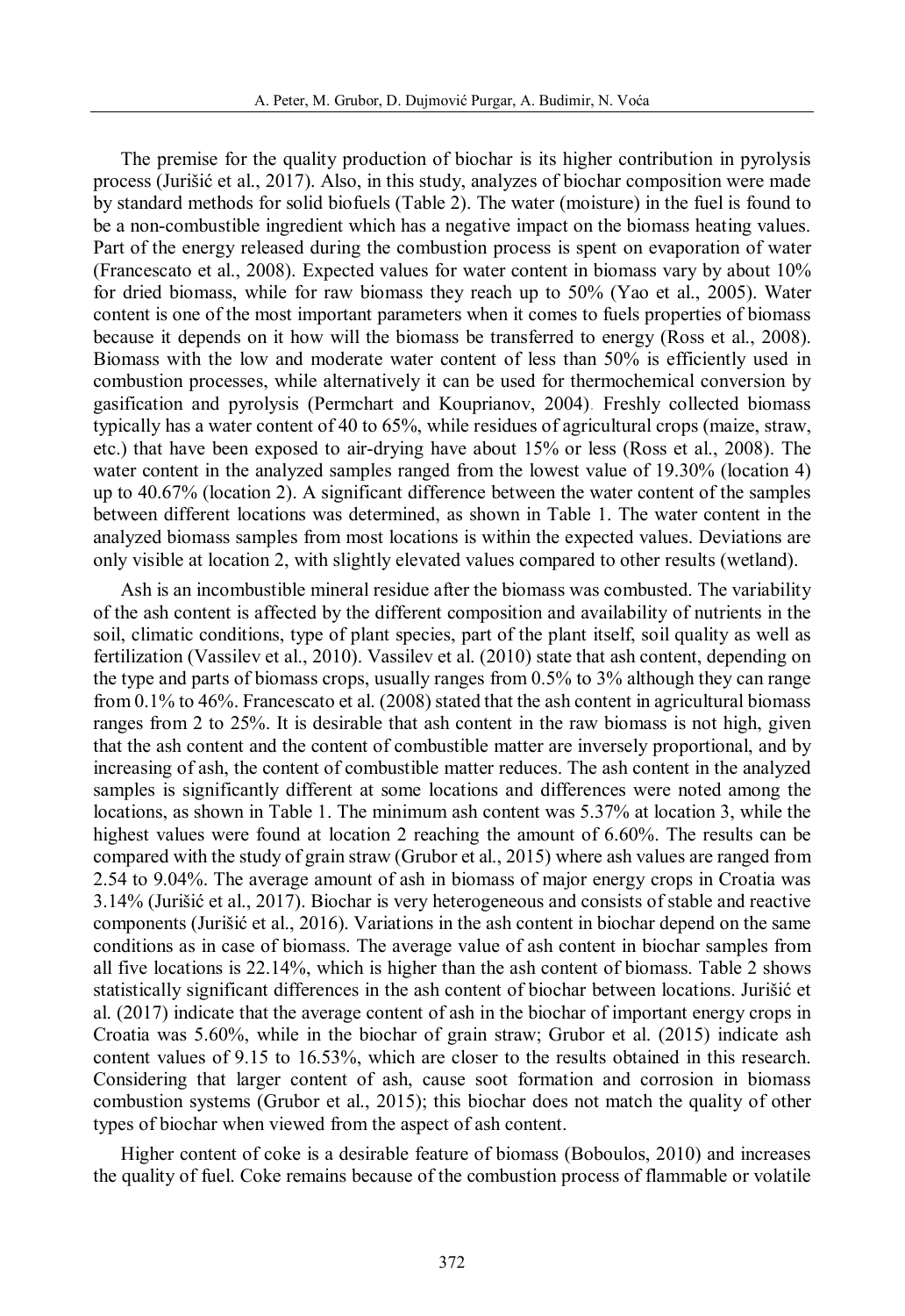The premise for the quality production of biochar is its higher contribution in pyrolysis process (Jurišić et al., 2017). Also, in this study, analyzes of biochar composition were made by standard methods for solid biofuels (Table 2). The water (moisture) in the fuel is found to be a non-combustible ingredient which has a negative impact on the biomass heating values. Part of the energy released during the combustion process is spent on evaporation of water (Francescato et al., 2008). Expected values for water content in biomass vary by about 10% for dried biomass, while for raw biomass they reach up to 50% (Yao et al., 2005). Water content is one of the most important parameters when it comes to fuels properties of biomass because it depends on it how will the biomass be transferred to energy (Ross et al., 2008). Biomass with the low and moderate water content of less than 50% is efficiently used in combustion processes, while alternatively it can be used for thermochemical conversion by gasification and pyrolysis (Permchart and Kouprianov, 2004). Freshly collected biomass typically has a water content of 40 to 65%, while residues of agricultural crops (maize, straw, etc.) that have been exposed to air-drying have about 15% or less (Ross et al., 2008). The water content in the analyzed samples ranged from the lowest value of 19.30% (location 4) up to 40.67% (location 2). A significant difference between the water content of the samples between different locations was determined, as shown in Table 1. The water content in the analyzed biomass samples from most locations is within the expected values. Deviations are only visible at location 2, with slightly elevated values compared to other results (wetland).

Ash is an incombustible mineral residue after the biomass was combusted. The variability of the ash content is affected by the different composition and availability of nutrients in the soil, climatic conditions, type of plant species, part of the plant itself, soil quality as well as fertilization (Vassilev et al., 2010). Vassilev et al. (2010) state that ash content, depending on the type and parts of biomass crops, usually ranges from 0.5% to 3% although they can range from 0.1% to 46%. Francescato et al. (2008) stated that the ash content in agricultural biomass ranges from 2 to 25%. It is desirable that ash content in the raw biomass is not high, given that the ash content and the content of combustible matter are inversely proportional, and by increasing of ash, the content of combustible matter reduces. The ash content in the analyzed samples is significantly different at some locations and differences were noted among the locations, as shown in Table 1. The minimum ash content was 5.37% at location 3, while the highest values were found at location 2 reaching the amount of 6.60%. The results can be compared with the study of grain straw (Grubor et al., 2015) where ash values are ranged from 2.54 to 9.04%. The average amount of ash in biomass of major energy crops in Croatia was 3.14% (Jurišić et al., 2017). Biochar is very heterogeneous and consists of stable and reactive components (Jurišić et al., 2016). Variations in the ash content in biochar depend on the same conditions as in case of biomass. The average value of ash content in biochar samples from all five locations is 22.14%, which is higher than the ash content of biomass. Table 2 shows statistically significant differences in the ash content of biochar between locations. Jurišić et al. (2017) indicate that the average content of ash in the biochar of important energy crops in Croatia was 5.60%, while in the biochar of grain straw; Grubor et al. (2015) indicate ash content values of 9.15 to 16.53%, which are closer to the results obtained in this research. Considering that larger content of ash, cause soot formation and corrosion in biomass combustion systems (Grubor et al., 2015); this biochar does not match the quality of other types of biochar when viewed from the aspect of ash content.

Higher content of coke is a desirable feature of biomass (Boboulos, 2010) and increases the quality of fuel. Coke remains because of the combustion process of flammable or volatile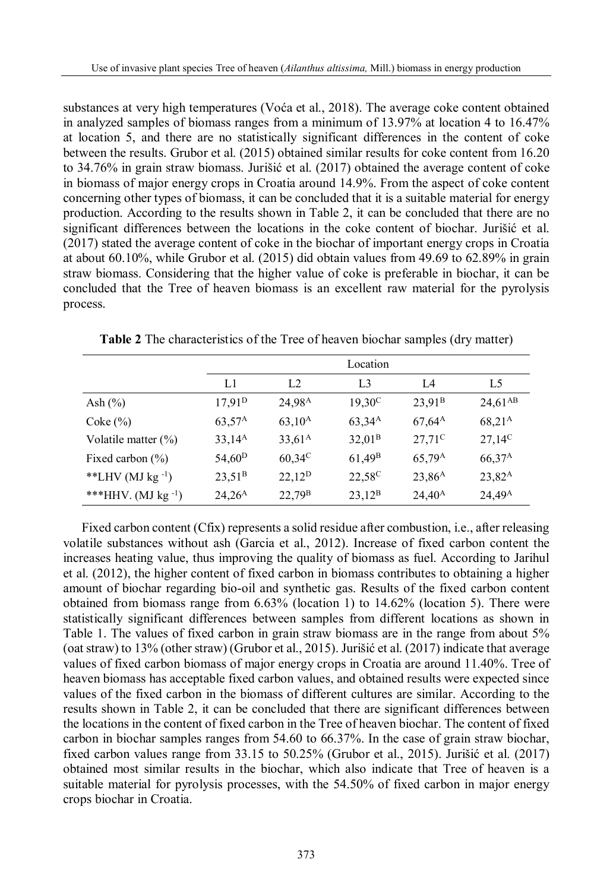substances at very high temperatures (Voća et al., 2018). The average coke content obtained in analyzed samples of biomass ranges from a minimum of 13.97% at location 4 to 16.47% at location 5, and there are no statistically significant differences in the content of coke between the results. Grubor et al. (2015) obtained similar results for coke content from 16.20 to 34.76% in grain straw biomass. Jurišić et al. (2017) obtained the average content of coke in biomass of major energy crops in Croatia around 14.9%. From the aspect of coke content concerning other types of biomass, it can be concluded that it is a suitable material for energy production. According to the results shown in Table 2, it can be concluded that there are no significant differences between the locations in the coke content of biochar. Jurišić et al. (2017) stated the average content of coke in the biochar of important energy crops in Croatia at about 60.10%, while Grubor et al. (2015) did obtain values from 49.69 to 62.89% in grain straw biomass. Considering that the higher value of coke is preferable in biochar, it can be concluded that the Tree of heaven biomass is an excellent raw material for the pyrolysis process.

**Table 2** The characteristics of the Tree of heaven biochar samples (dry matter)

| | Location | | | | |
|---|---|---|---|---|---|
| | L1 | L2 | L3 | L4 | L5 |
| Ash (%) | 17,91$^{D}$ | 24,98$^{A}$ | 19,30$^{C}$ | 23,91$^{B}$ | 24,61$^{AB}$ |
| Coke (%) | 63,57$^{A}$ | 63,10$^{A}$ | 63,34$^{A}$ | 67,64$^{A}$ | 68,21$^{A}$ |
| Volatile matter (%) | 33,14$^{A}$ | 33,61$^{A}$ | 32,01$^{B}$ | 27,71$^{C}$ | 27,14$^{C}$ |
| Fixed carbon (%) | 54,60$^{D}$ | 60,34$^{C}$ | 61,49$^{B}$ | 65,79$^{A}$ | 66,37$^{A}$ |
| **LHV (MJ kg $^{-1}$) | 23,51$^{B}$ | 22,12$^{D}$ | 22,58$^{C}$ | 23,86$^{A}$ | 23,82$^{A}$ |
| ***HHV. (MJ kg $^{-1}$) | 24,26$^{A}$ | 22,79$^{B}$ | 23,12$^{B}$ | 24,40$^{A}$ | 24,49$^{A}$ |

Fixed carbon content (Cfix) represents a solid residue after combustion, i.e., after releasing volatile substances without ash (Garcia et al., 2012). Increase of fixed carbon content the increases heating value, thus improving the quality of biomass as fuel. According to Jarihul et al. (2012), the higher content of fixed carbon in biomass contributes to obtaining a higher amount of biochar regarding bio-oil and synthetic gas. Results of the fixed carbon content obtained from biomass range from 6.63% (location 1) to 14.62% (location 5). There were statistically significant differences between samples from different locations as shown in Table 1. The values of fixed carbon in grain straw biomass are in the range from about 5% (oat straw) to 13% (other straw) (Grubor et al., 2015). Jurišić et al. (2017) indicate that average values of fixed carbon biomass of major energy crops in Croatia are around 11.40%. Tree of heaven biomass has acceptable fixed carbon values, and obtained results were expected since values of the fixed carbon in the biomass of different cultures are similar. According to the results shown in Table 2, it can be concluded that there are significant differences between the locations in the content of fixed carbon in the Tree of heaven biochar. The content of fixed carbon in biochar samples ranges from 54.60 to 66.37%. In the case of grain straw biochar, fixed carbon values range from 33.15 to 50.25% (Grubor et al., 2015). Jurišić et al. (2017) obtained most similar results in the biochar, which also indicate that Tree of heaven is a suitable material for pyrolysis processes, with the 54.50% of fixed carbon in major energy crops biochar in Croatia.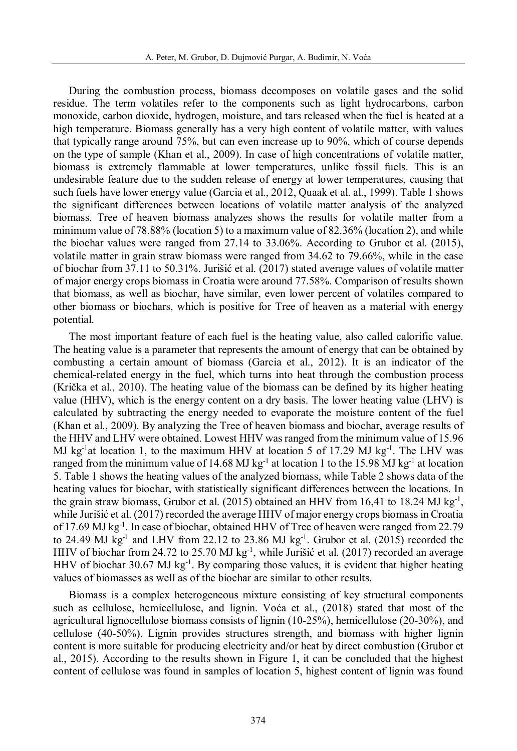During the combustion process, biomass decomposes on volatile gases and the solid residue. The term volatiles refer to the components such as light hydrocarbons, carbon monoxide, carbon dioxide, hydrogen, moisture, and tars released when the fuel is heated at a high temperature. Biomass generally has a very high content of volatile matter, with values that typically range around 75%, but can even increase up to 90%, which of course depends on the type of sample (Khan et al., 2009). In case of high concentrations of volatile matter, biomass is extremely flammable at lower temperatures, unlike fossil fuels. This is an undesirable feature due to the sudden release of energy at lower temperatures, causing that such fuels have lower energy value (Garcia et al., 2012, Quaak et al. al., 1999). Table 1 shows the significant differences between locations of volatile matter analysis of the analyzed biomass. Tree of heaven biomass analyzes shows the results for volatile matter from a minimum value of 78.88% (location 5) to a maximum value of 82.36% (location 2), and while the biochar values were ranged from 27.14 to 33.06%. According to Grubor et al. (2015), volatile matter in grain straw biomass were ranged from 34.62 to 79.66%, while in the case of biochar from 37.11 to 50.31%. Jurišić et al. (2017) stated average values of volatile matter of major energy crops biomass in Croatia were around 77.58%. Comparison of results shown that biomass, as well as biochar, have similar, even lower percent of volatiles compared to other biomass or biochars, which is positive for Tree of heaven as a material with energy potential.

The most important feature of each fuel is the heating value, also called calorific value. The heating value is a parameter that represents the amount of energy that can be obtained by combusting a certain amount of biomass (Garcia et al., 2012). It is an indicator of the chemical-related energy in the fuel, which turns into heat through the combustion process (Krička et al., 2010). The heating value of the biomass can be defined by its higher heating value (HHV), which is the energy content on a dry basis. The lower heating value (LHV) is calculated by subtracting the energy needed to evaporate the moisture content of the fuel (Khan et al., 2009). By analyzing the Tree of heaven biomass and biochar, average results of the HHV and LHV were obtained. Lowest HHV was ranged from the minimum value of 15.96 MJ $kg^{-1}$at location 1, to the maximum HHV at location 5 of 17.29 MJ $kg^{-1}$. The LHV was ranged from the minimum value of 14.68 MJ $kg^{-1}$ at location 1 to the 15.98 MJ $kg^{-1}$ at location 5. Table 1 shows the heating values of the analyzed biomass, while Table 2 shows data of the heating values for biochar, with statistically significant differences between the locations. In the grain straw biomass, Grubor et al. (2015) obtained an HHV from 16,41 to 18.24 MJ $kg^{-1}$, while Jurišić et al. (2017) recorded the average HHV of major energy crops biomass in Croatia of 17.69 MJ $kg^{-1}$. In case of biochar, obtained HHV of Tree of heaven were ranged from 22.79 to 24.49 MJ $kg^{-1}$ and LHV from 22.12 to 23.86 MJ $kg^{-1}$. Grubor et al. (2015) recorded the HHV of biochar from 24.72 to 25.70 MJ $kg^{-1}$, while Jurišić et al. (2017) recorded an average HHV of biochar 30.67 MJ $kg^{-1}$. By comparing those values, it is evident that higher heating values of biomasses as well as of the biochar are similar to other results.

Biomass is a complex heterogeneous mixture consisting of key structural components such as cellulose, hemicellulose, and lignin. Voća et al., (2018) stated that most of the agricultural lignocellulose biomass consists of lignin (10-25%), hemicellulose (20-30%), and cellulose (40-50%). Lignin provides structures strength, and biomass with higher lignin content is more suitable for producing electricity and/or heat by direct combustion (Grubor et al., 2015). According to the results shown in Figure 1, it can be concluded that the highest content of cellulose was found in samples of location 5, highest content of lignin was found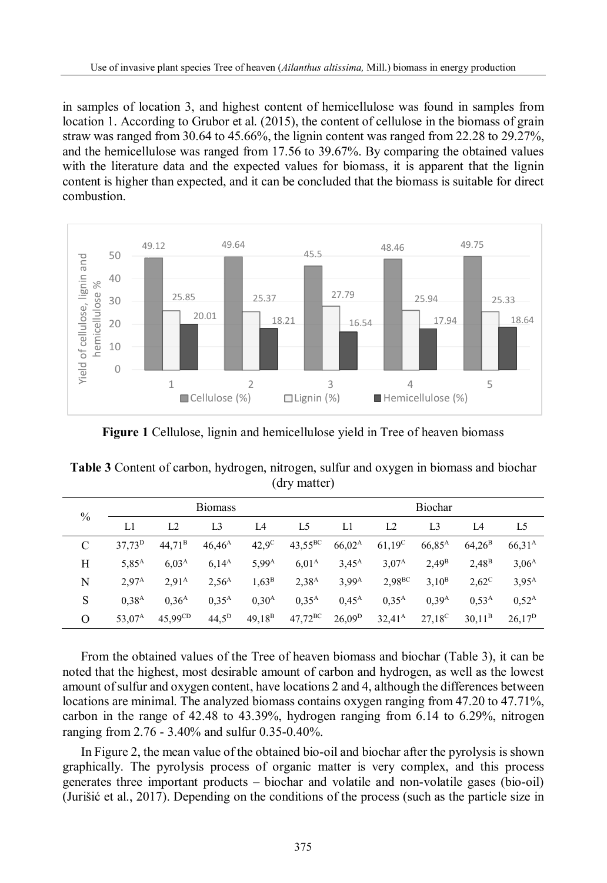in samples of location 3, and highest content of hemicellulose was found in samples from location 1. According to Grubor et al. (2015), the content of cellulose in the biomass of grain straw was ranged from 30.64 to 45.66%, the lignin content was ranged from 22.28 to 29.27%, and the hemicellulose was ranged from 17.56 to 39.67%. By comparing the obtained values with the literature data and the expected values for biomass, it is apparent that the lignin content is higher than expected, and it can be concluded that the biomass is suitable for direct combustion.

**Figure 1** Cellulose, lignin and hemicellulose yield in Tree of heaven biomass

**Table 3** Content of carbon, hydrogen, nitrogen, sulfur and oxygen in biomass and biochar (dry matter)

| % | Biomass | | | | | Biochar | | | | |
|---|---|---|---|---|---|---|---|---|---|---|
| | L1 | L2 | L3 | L4 | L5 | L1 | L2 | L3 | L4 | L5 |
| C | $37{,}73^{D}$ | $44{,}71^{B}$ | $46{,}46^{A}$ | $42{,}9^{C}$ | $43{,}55^{BC}$ | $66{,}02^{A}$ | $61{,}19^{C}$ | $66{,}85^{A}$ | $64{,}26^{B}$ | $66{,}31^{A}$ |
| H | $5{,}85^{A}$ | $6{,}03^{A}$ | $6{,}14^{A}$ | $5{,}99^{A}$ | $6{,}01^{A}$ | $3{,}45^{A}$ | $3{,}07^{A}$ | $2{,}49^{B}$ | $2{,}48^{B}$ | $3{,}06^{A}$ |
| N | $2{,}97^{A}$ | $2{,}91^{A}$ | $2{,}56^{A}$ | $1{,}63^{B}$ | $2{,}38^{A}$ | $3{,}99^{A}$ | $2{,}98^{BC}$ | $3{,}10^{B}$ | $2{,}62^{C}$ | $3{,}95^{A}$ |
| S | $0{,}38^{A}$ | $0{,}36^{A}$ | $0{,}35^{A}$ | $0{,}30^{A}$ | $0{,}35^{A}$ | $0{,}45^{A}$ | $0{,}35^{A}$ | $0{,}39^{A}$ | $0{,}53^{A}$ | $0{,}52^{A}$ |
| O | $53{,}07^{A}$ | $45{,}99^{CD}$ | $44{,}5^{D}$ | $49{,}18^{B}$ | $47{,}72^{BC}$ | $26{,}09^{D}$ | $32{,}41^{A}$ | $27{,}18^{C}$ | $30{,}11^{B}$ | $26{,}17^{D}$ |

From the obtained values of the Tree of heaven biomass and biochar (Table 3), it can be noted that the highest, most desirable amount of carbon and hydrogen, as well as the lowest amount of sulfur and oxygen content, have locations 2 and 4, although the differences between locations are minimal. The analyzed biomass contains oxygen ranging from 47.20 to 47.71%, carbon in the range of 42.48 to 43.39%, hydrogen ranging from 6.14 to 6.29%, nitrogen ranging from 2.76 - 3.40% and sulfur 0.35-0.40%.

In Figure 2, the mean value of the obtained bio-oil and biochar after the pyrolysis is shown graphically. The pyrolysis process of organic matter is very complex, and this process generates three important products – biochar and volatile and non-volatile gases (bio-oil) (Jurišić et al., 2017). Depending on the conditions of the process (such as the particle size in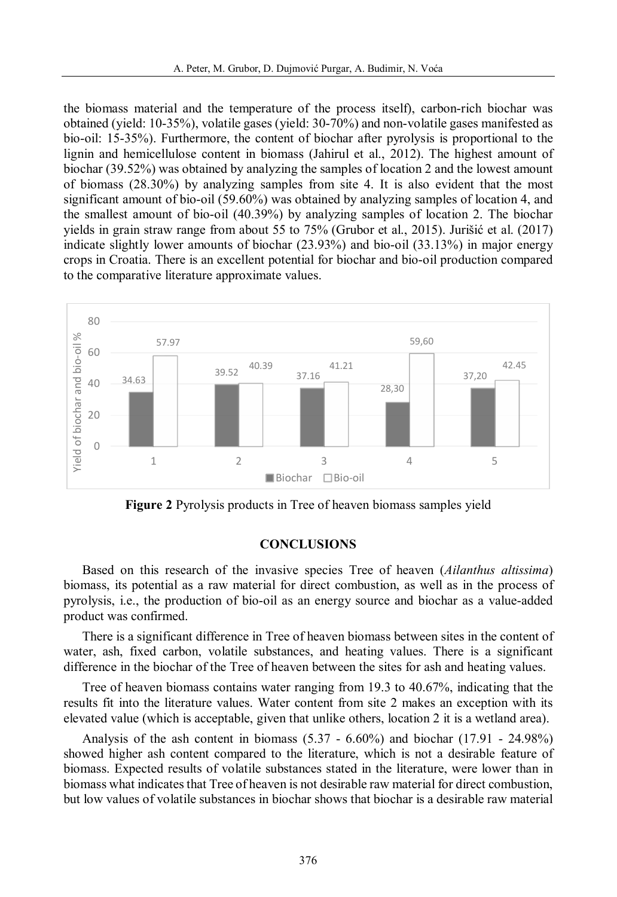the biomass material and the temperature of the process itself), carbon-rich biochar was obtained (yield: 10-35%), volatile gases (yield: 30-70%) and non-volatile gases manifested as bio-oil: 15-35%). Furthermore, the content of biochar after pyrolysis is proportional to the lignin and hemicellulose content in biomass (Jahirul et al., 2012). The highest amount of biochar (39.52%) was obtained by analyzing the samples of location 2 and the lowest amount of biomass (28.30%) by analyzing samples from site 4. It is also evident that the most significant amount of bio-oil (59.60%) was obtained by analyzing samples of location 4, and the smallest amount of bio-oil (40.39%) by analyzing samples of location 2. The biochar yields in grain straw range from about 55 to 75% (Grubor et al., 2015). Jurišić et al. (2017) indicate slightly lower amounts of biochar (23.93%) and bio-oil (33.13%) in major energy crops in Croatia. There is an excellent potential for biochar and bio-oil production compared to the comparative literature approximate values.

| Location | Biochar | Bio-oil |
|---|---|---|
| 1 | 34.63 | 57.97 |
| 2 | 39.52 | 40.39 |
| 3 | 37.16 | 41.21 |
| 4 | 28,30 | 59,60 |
| 5 | 37,20 | 42.45 |

**Figure 2** Pyrolysis products in Tree of heaven biomass samples yield

## CONCLUSIONS

Based on this research of the invasive species Tree of heaven (*Ailanthus altissima*) biomass, its potential as a raw material for direct combustion, as well as in the process of pyrolysis, i.e., the production of bio-oil as an energy source and biochar as a value-added product was confirmed.

There is a significant difference in Tree of heaven biomass between sites in the content of water, ash, fixed carbon, volatile substances, and heating values. There is a significant difference in the biochar of the Tree of heaven between the sites for ash and heating values.

Tree of heaven biomass contains water ranging from 19.3 to 40.67%, indicating that the results fit into the literature values. Water content from site 2 makes an exception with its elevated value (which is acceptable, given that unlike others, location 2 it is a wetland area).

Analysis of the ash content in biomass (5.37 - 6.60%) and biochar (17.91 - 24.98%) showed higher ash content compared to the literature, which is not a desirable feature of biomass. Expected results of volatile substances stated in the literature, were lower than in biomass what indicates that Tree of heaven is not desirable raw material for direct combustion, but low values of volatile substances in biochar shows that biochar is a desirable raw material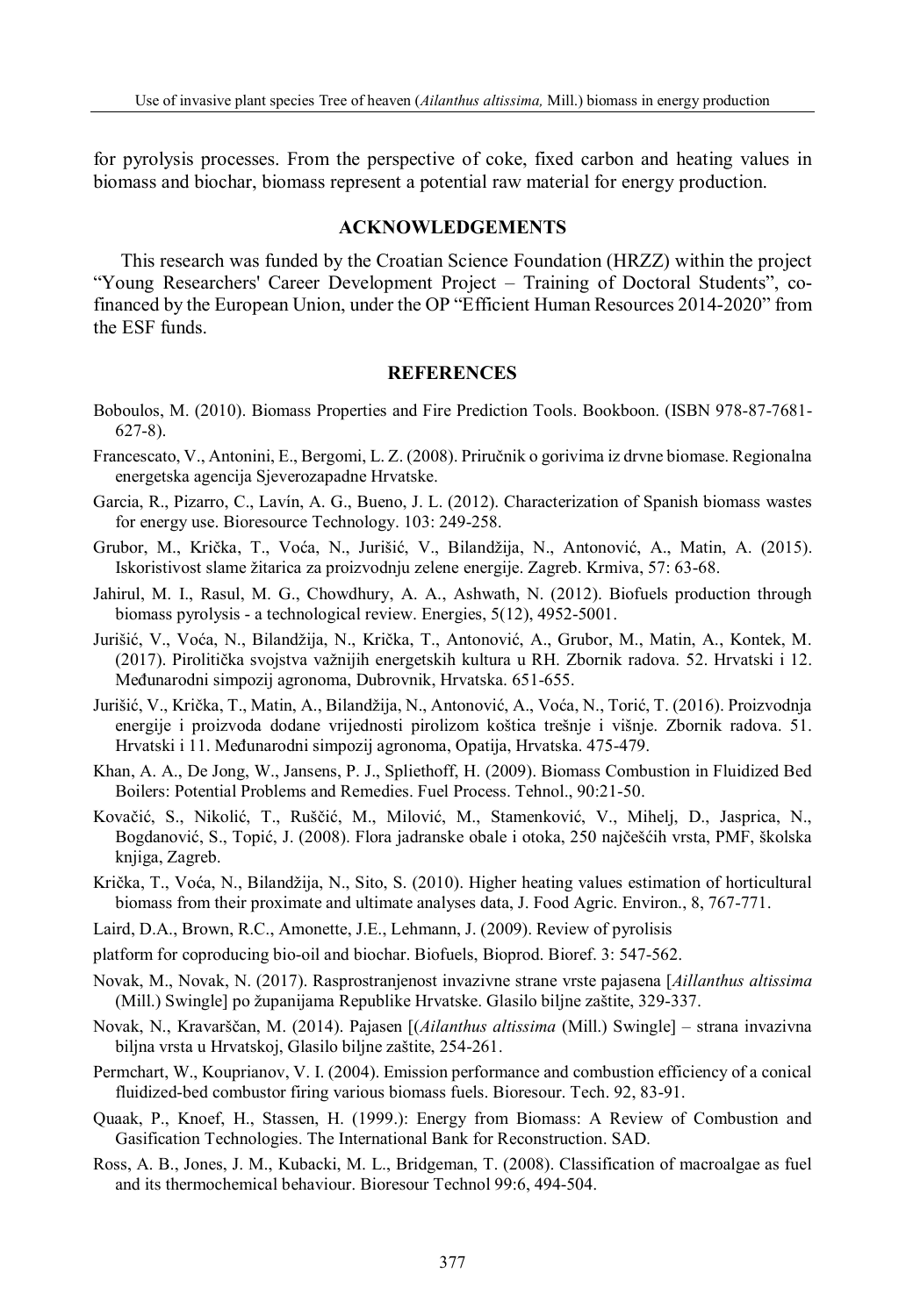for pyrolysis processes. From the perspective of coke, fixed carbon and heating values in biomass and biochar, biomass represent a potential raw material for energy production.

## ACKNOWLEDGEMENTS

This research was funded by the Croatian Science Foundation (HRZZ) within the project "Young Researchers' Career Development Project – Training of Doctoral Students", co-financed by the European Union, under the OP "Efficient Human Resources 2014-2020" from the ESF funds.

## REFERENCES

Boboulos, M. (2010). Biomass Properties and Fire Prediction Tools. Bookboon. (ISBN 978-87-7681-627-8).

Francescato, V., Antonini, E., Bergomi, L. Z. (2008). Priručnik o gorivima iz drvne biomase. Regionalna energetska agencija Sjeverozapadne Hrvatske.

Garcia, R., Pizarro, C., Lavín, A. G., Bueno, J. L. (2012). Characterization of Spanish biomass wastes for energy use. Bioresource Technology. 103: 249-258.

Grubor, M., Krička, T., Voća, N., Jurišić, V., Bilandžija, N., Antonović, A., Matin, A. (2015). Iskoristivost slame žitarica za proizvodnju zelene energije. Zagreb. Krmiva, 57: 63-68.

Jahirul, M. I., Rasul, M. G., Chowdhury, A. A., Ashwath, N. (2012). Biofuels production through biomass pyrolysis - a technological review. Energies, 5(12), 4952-5001.

Jurišić, V., Voća, N., Bilandžija, N., Krička, T., Antonović, A., Grubor, M., Matin, A., Kontek, M. (2017). Pirolitička svojstva važnijih energetskih kultura u RH. Zbornik radova. 52. Hrvatski i 12. Međunarodni simpozij agronoma, Dubrovnik, Hrvatska. 651-655.

Jurišić, V., Krička, T., Matin, A., Bilandžija, N., Antonović, A., Voća, N., Torić, T. (2016). Proizvodnja energije i proizvoda dodane vrijednosti pirolizom koštica trešnje i višnje. Zbornik radova. 51. Hrvatski i 11. Međunarodni simpozij agronoma, Opatija, Hrvatska. 475-479.

Khan, A. A., De Jong, W., Jansens, P. J., Spliethoff, H. (2009). Biomass Combustion in Fluidized Bed Boilers: Potential Problems and Remedies. Fuel Process. Tehnol., 90:21-50.

Kovačić, S., Nikolić, T., Ruščić, M., Milović, M., Stamenković, V., Mihelj, D., Jasprica, N., Bogdanović, S., Topić, J. (2008). Flora jadranske obale i otoka, 250 najčešćih vrsta, PMF, školska knjiga, Zagreb.

Krička, T., Voća, N., Bilandžija, N., Sito, S. (2010). Higher heating values estimation of horticultural biomass from their proximate and ultimate analyses data, J. Food Agric. Environ., 8, 767-771.

Laird, D.A., Brown, R.C., Amonette, J.E., Lehmann, J. (2009). Review of pyrolisis

platform for coproducing bio-oil and biochar. Biofuels, Bioprod. Bioref. 3: 547-562.

Novak, M., Novak, N. (2017). Rasprostranjenost invazivne strane vrste pajasena [*Aillanthus altissima* (Mill.) Swingle] po županijama Republike Hrvatske. Glasilo biljne zaštite, 329-337.

Novak, N., Kravarščan, M. (2014). Pajasen [(*Ailanthus altissima* (Mill.) Swingle] – strana invazivna biljna vrsta u Hrvatskoj, Glasilo biljne zaštite, 254-261.

Permchart, W., Kouprianov, V. I. (2004). Emission performance and combustion efficiency of a conical fluidized-bed combustor firing various biomass fuels. Bioresour. Tech. 92, 83-91.

Quaak, P., Knoef, H., Stassen, H. (1999.): Energy from Biomass: A Review of Combustion and Gasification Technologies. The International Bank for Reconstruction. SAD.

Ross, A. B., Jones, J. M., Kubacki, M. L., Bridgeman, T. (2008). Classification of macroalgae as fuel and its thermochemical behaviour. Bioresour Technol 99:6, 494-504.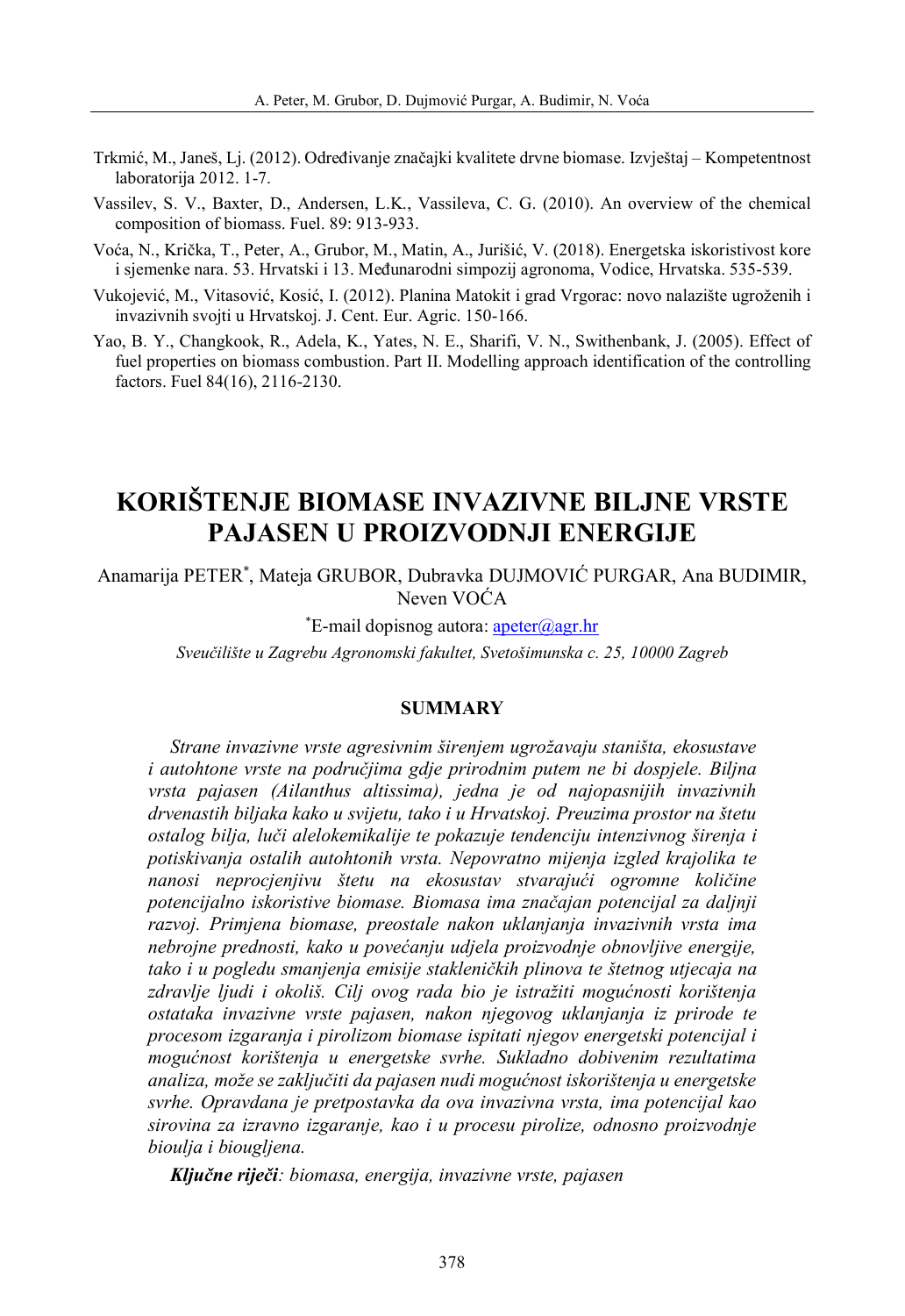Trkmić, M., Janeš, Lj. (2012). Određivanje značajki kvalitete drvne biomase. Izvještaj – Kompetentnost laboratorija 2012. 1-7.

Vassilev, S. V., Baxter, D., Andersen, L.K., Vassileva, C. G. (2010). An overview of the chemical composition of biomass. Fuel. 89: 913-933.

Voća, N., Krička, T., Peter, A., Grubor, M., Matin, A., Jurišić, V. (2018). Energetska iskoristivost kore i sjemenke nara. 53. Hrvatski i 13. Međunarodni simpozij agronoma, Vodice, Hrvatska. 535-539.

Vukojević, M., Vitasović, Kosić, I. (2012). Planina Matokit i grad Vrgorac: novo nalazište ugroženih i invazivnih svojti u Hrvatskoj. J. Cent. Eur. Agric. 150-166.

Yao, B. Y., Changkook, R., Adela, K., Yates, N. E., Sharifi, V. N., Swithenbank, J. (2005). Effect of fuel properties on biomass combustion. Part II. Modelling approach identification of the controlling factors. Fuel 84(16), 2116-2130.

# KORIŠTENJE BIOMASE INVAZIVNE BILJNE VRSTE PAJASEN U PROIZVODNJI ENERGIJE

Anamarija PETER[*], Mateja GRUBOR, Dubravka DUJMOVIĆ PURGAR, Ana BUDIMIR, Neven VOĆA

[*]E-mail dopisnog autora: apeter@agr.hr

*Sveučilište u Zagrebu Agronomski fakultet, Svetošimunska c. 25, 10000 Zagreb*

## SUMMARY

*Strane invazivne vrste agresivnim širenjem ugrožavaju staništa, ekosustave i autohtone vrste na područjima gdje prirodnim putem ne bi dospjele. Biljna vrsta pajasen (Ailanthus altissima), jedna je od najopasnijih invazivnih drvenastih biljaka kako u svijetu, tako i u Hrvatskoj. Preuzima prostor na štetu ostalog bilja, luči alelokemikalije te pokazuje tendenciju intenzivnog širenja i potiskivanja ostalih autohtonih vrsta. Nepovratno mijenja izgled krajolika te nanosi neprocjenjivu štetu na ekosustav stvarajući ogromne količine potencijalno iskoristive biomase. Biomasa ima značajan potencijal za daljnji razvoj. Primjena biomase, preostale nakon uklanjanja invazivnih vrsta ima nebrojne prednosti, kako u povećanju udjela proizvodnje obnovljive energije, tako i u pogledu smanjenja emisije stakleničkih plinova te štetnog utjecaja na zdravlje ljudi i okoliš. Cilj ovog rada bio je istražiti mogućnosti korištenja ostataka invazivne vrste pajasen, nakon njegovog uklanjanja iz prirode te procesom izgaranja i pirolizom biomase ispitati njegov energetski potencijal i mogućnost korištenja u energetske svrhe. Sukladno dobivenim rezultatima analiza, može se zaključiti da pajasen nudi mogućnost iskorištenja u energetske svrhe. Opravdana je pretpostavka da ova invazivna vrsta, ima potencijal kao sirovina za izravno izgaranje, kao i u procesu pirolize, odnosno proizvodnje bioulja i biougljena.*

***Ključne riječi****: biomasa, energija, invazivne vrste, pajasen*